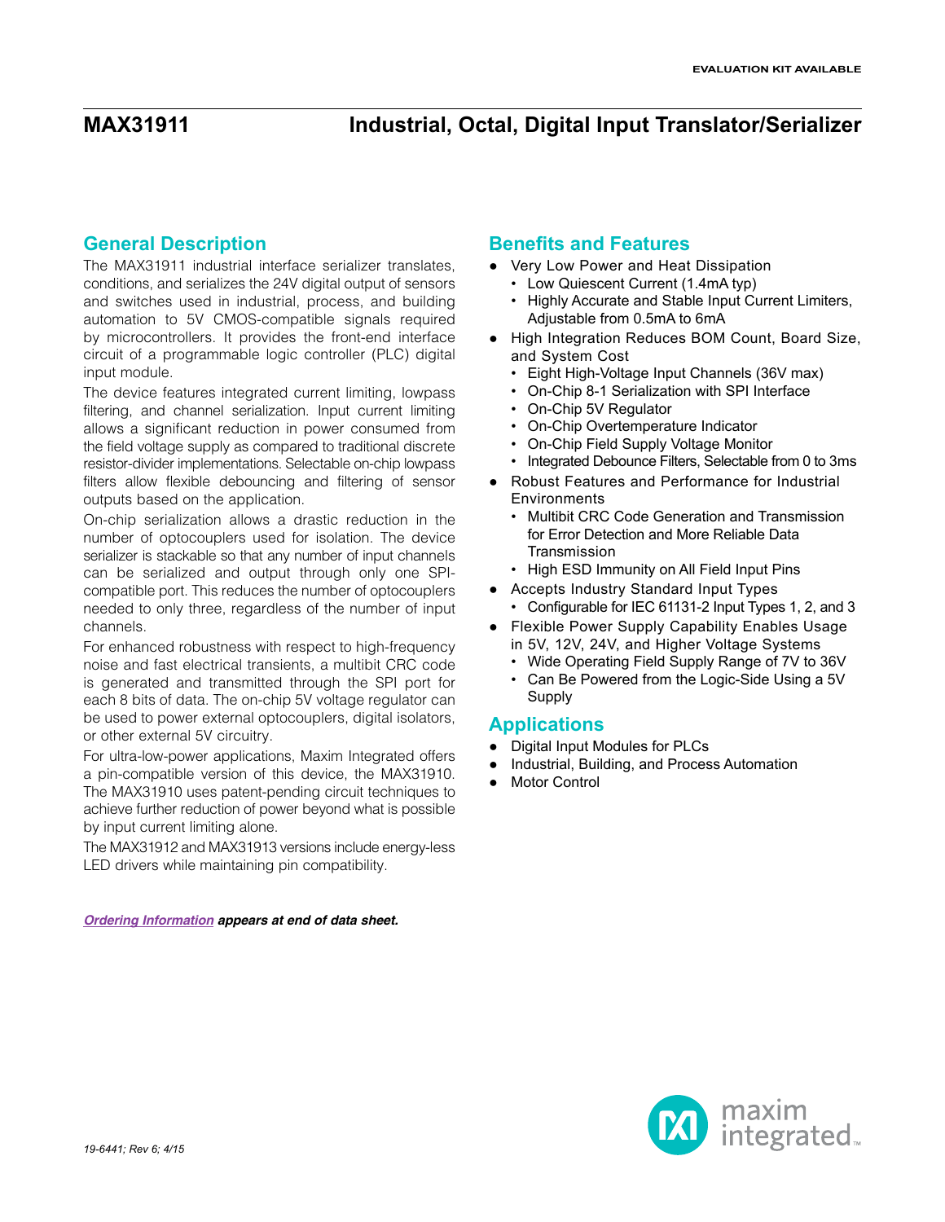EVALUATION KIT AVAILABLE

# MAX31911 Industrial, Octal, Digital Input Translator/Serializer

## General Description

The MAX31911 industrial interface serializer translates, conditions, and serializes the 24V digital output of sensors and switches used in industrial, process, and building automation to 5V CMOS-compatible signals required by microcontrollers. It provides the front-end interface circuit of a programmable logic controller (PLC) digital input module.

The device features integrated current limiting, lowpass filtering, and channel serialization. Input current limiting allows a significant reduction in power consumed from the field voltage supply as compared to traditional discrete resistor-divider implementations. Selectable on-chip lowpass filters allow flexible debouncing and filtering of sensor outputs based on the application.

On-chip serialization allows a drastic reduction in the number of optocouplers used for isolation. The device serializer is stackable so that any number of input channels can be serialized and output through only one SPI-compatible port. This reduces the number of optocouplers needed to only three, regardless of the number of input channels.

For enhanced robustness with respect to high-frequency noise and fast electrical transients, a multibit CRC code is generated and transmitted through the SPI port for each 8 bits of data. The on-chip 5V voltage regulator can be used to power external optocouplers, digital isolators, or other external 5V circuitry.

For ultra-low-power applications, Maxim Integrated offers a pin-compatible version of this device, the MAX31910. The MAX31910 uses patent-pending circuit techniques to achieve further reduction of power beyond what is possible by input current limiting alone.

The MAX31912 and MAX31913 versions include energy-less LED drivers while maintaining pin compatibility.

***Ordering Information** appears at end of data sheet.*

## Benefits and Features

- Very Low Power and Heat Dissipation
  - Low Quiescent Current (1.4mA typ)
  - Highly Accurate and Stable Input Current Limiters, Adjustable from 0.5mA to 6mA
- High Integration Reduces BOM Count, Board Size, and System Cost
  - Eight High-Voltage Input Channels (36V max)
  - On-Chip 8-1 Serialization with SPI Interface
  - On-Chip 5V Regulator
  - On-Chip Overtemperature Indicator
  - On-Chip Field Supply Voltage Monitor
  - Integrated Debounce Filters, Selectable from 0 to 3ms
- Robust Features and Performance for Industrial Environments
  - Multibit CRC Code Generation and Transmission for Error Detection and More Reliable Data Transmission
  - High ESD Immunity on All Field Input Pins
- Accepts Industry Standard Input Types
  - Configurable for IEC 61131-2 Input Types 1, 2, and 3
- Flexible Power Supply Capability Enables Usage in 5V, 12V, 24V, and Higher Voltage Systems
  - Wide Operating Field Supply Range of 7V to 36V
  - Can Be Powered from the Logic-Side Using a 5V Supply

## Applications

- Digital Input Modules for PLCs
- Industrial, Building, and Process Automation
- Motor Control

19-6441; Rev 6; 4/15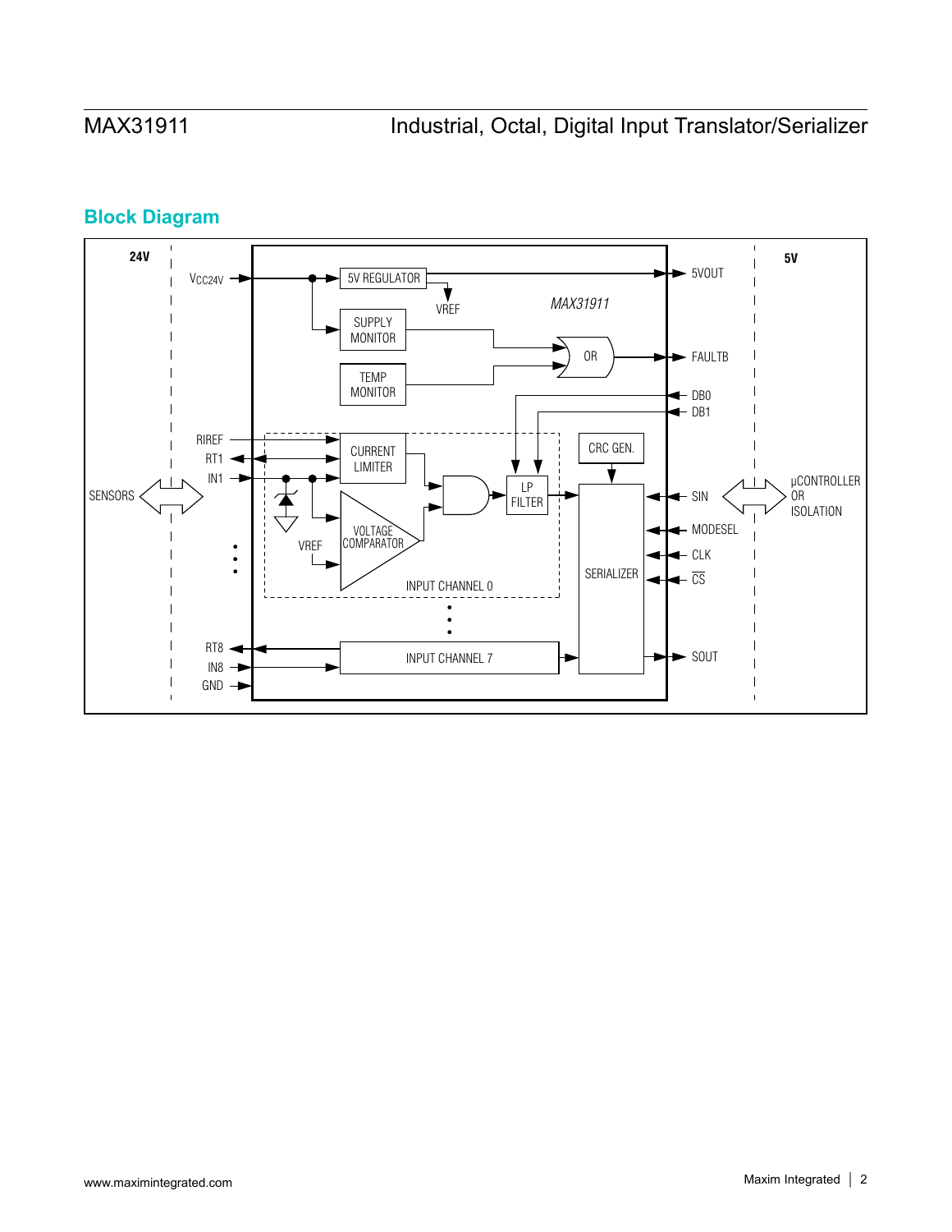## Block Diagram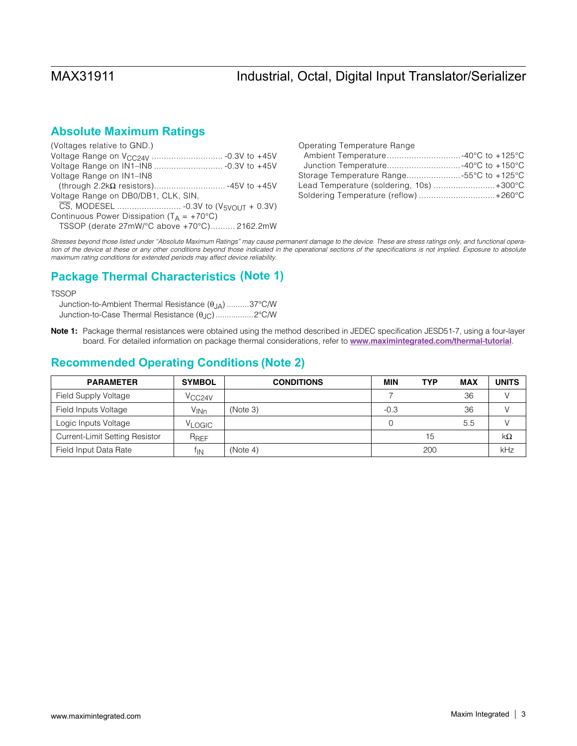## Absolute Maximum Ratings

(Voltages relative to GND.)
Voltage Range on $V_{CC24V}$ ............................ -0.3V to +45V
Voltage Range on IN1–IN8 ........................... -0.3V to +45V
Voltage Range on IN1–IN8
(through 2.2kΩ resistors)............................ -45V to +45V
Voltage Range on DB0/DB1, CLK, SIN,
$\overline{CS}$, MODESEL .......................... -0.3V to ($V_{5VOUT}$ + 0.3V)
Continuous Power Dissipation ($T_A$ = +70°C)
TSSOP (derate 27mW/°C above +70°C).......... 2162.2mW

Operating Temperature Range
Ambient Temperature..............................-40°C to +125°C
Junction Temperature..............................-40°C to +150°C
Storage Temperature Range......................-55°C to +125°C
Lead Temperature (soldering, 10s) .........................+300°C
Soldering Temperature (reflow) ..............................+260°C

*Stresses beyond those listed under "Absolute Maximum Ratings" may cause permanent damage to the device. These are stress ratings only, and functional operation of the device at these or any other conditions beyond those indicated in the operational sections of the specifications is not implied. Exposure to absolute maximum rating conditions for extended periods may affect device reliability.*

## Package Thermal Characteristics (Note 1)

TSSOP
Junction-to-Ambient Thermal Resistance ($\theta_{JA}$) ..........37°C/W
Junction-to-Case Thermal Resistance ($\theta_{JC}$)................2°C/W

**Note 1:** Package thermal resistances were obtained using the method described in JEDEC specification JESD51-7, using a four-layer board. For detailed information on package thermal considerations, refer to **www.maximintegrated.com/thermal-tutorial**.

## Recommended Operating Conditions (Note 2)

| PARAMETER | SYMBOL | CONDITIONS | MIN | TYP | MAX | UNITS |
|---|---|---|---|---|---|---|
| Field Supply Voltage | $V_{CC24V}$ | | 7 | | 36 | V |
| Field Inputs Voltage | $V_{INn}$ | (Note 3) | -0.3 | | 36 | V |
| Logic Inputs Voltage | $V_{LOGIC}$ | | 0 | | 5.5 | V |
| Current-Limit Setting Resistor | $R_{REF}$ | | | 15 | | kΩ |
| Field Input Data Rate | $f_{IN}$ | (Note 4) | | 200 | | kHz |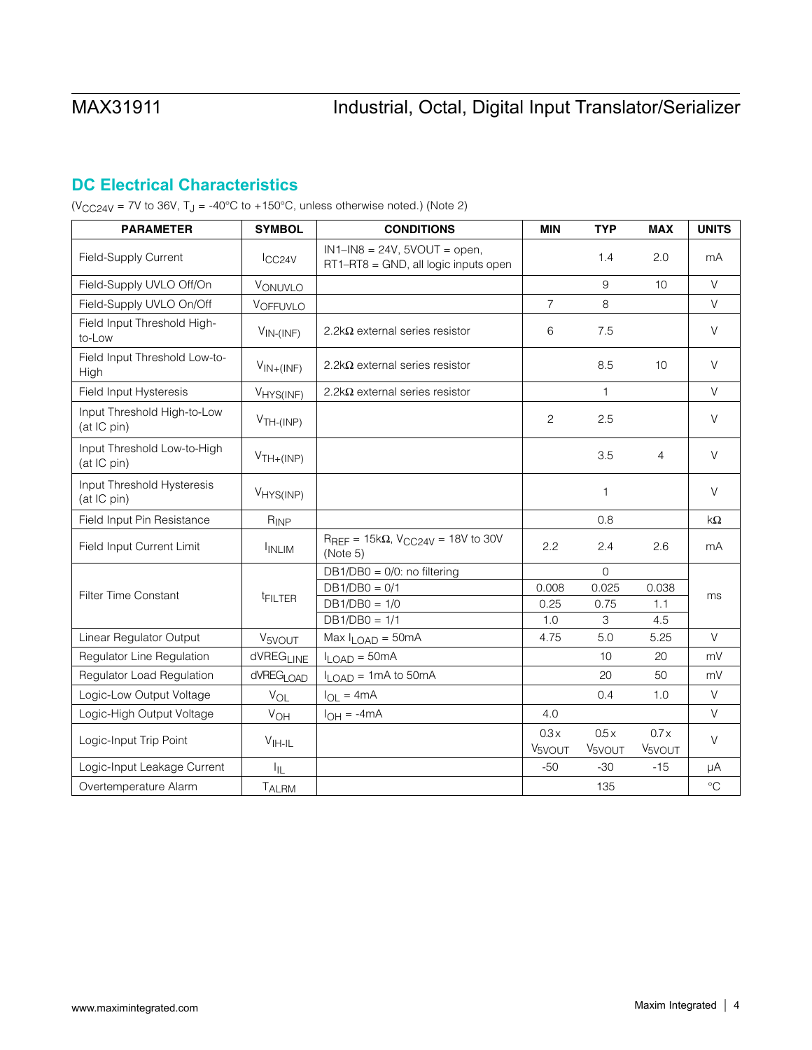## DC Electrical Characteristics

($V_{CC24V}$ = 7V to 36V, $T_J$ = -40°C to +150°C, unless otherwise noted.) (Note 2)

| PARAMETER | SYMBOL | CONDITIONS | MIN | TYP | MAX | UNITS |
|---|---|---|---|---|---|---|
| Field-Supply Current | $I_{CC24V}$ | IN1–IN8 = 24V, 5VOUT = open, RT1–RT8 = GND, all logic inputs open | | 1.4 | 2.0 | mA |
| Field-Supply UVLO Off/On | $V_{ONUVLO}$ | | | 9 | 10 | V |
| Field-Supply UVLO On/Off | $V_{OFFUVLO}$ | | 7 | 8 | | V |
| Field Input Threshold High-to-Low | $V_{IN-(INF)}$ | 2.2kΩ external series resistor | 6 | 7.5 | | V |
| Field Input Threshold Low-to-High | $V_{IN+(INF)}$ | 2.2kΩ external series resistor | | 8.5 | 10 | V |
| Field Input Hysteresis | $V_{HYS(INF)}$ | 2.2kΩ external series resistor | | 1 | | V |
| Input Threshold High-to-Low (at IC pin) | $V_{TH-(INP)}$ | | 2 | 2.5 | | V |
| Input Threshold Low-to-High (at IC pin) | $V_{TH+(INP)}$ | | | 3.5 | 4 | V |
| Input Threshold Hysteresis (at IC pin) | $V_{HYS(INP)}$ | | | 1 | | V |
| Field Input Pin Resistance | $R_{INP}$ | | | 0.8 | | kΩ |
| Field Input Current Limit | $I_{INLIM}$ | $R_{REF}$ = 15kΩ, $V_{CC24V}$ = 18V to 30V (Note 5) | 2.2 | 2.4 | 2.6 | mA |
| Filter Time Constant | $t_{FILTER}$ | DB1/DB0 = 0/0: no filtering | | 0 | | ms |
| | | DB1/DB0 = 0/1 | 0.008 | 0.025 | 0.038 | |
| | | DB1/DB0 = 1/0 | 0.25 | 0.75 | 1.1 | |
| | | DB1/DB0 = 1/1 | 1.0 | 3 | 4.5 | |
| Linear Regulator Output | $V_{5VOUT}$ | Max $I_{LOAD}$ = 50mA | 4.75 | 5.0 | 5.25 | V |
| Regulator Line Regulation | $dVREG_{LINE}$ | $I_{LOAD}$ = 50mA | | 10 | 20 | mV |
| Regulator Load Regulation | $dVREG_{LOAD}$ | $I_{LOAD}$ = 1mA to 50mA | | 20 | 50 | mV |
| Logic-Low Output Voltage | $V_{OL}$ | $I_{OL}$ = 4mA | | 0.4 | 1.0 | V |
| Logic-High Output Voltage | $V_{OH}$ | $I_{OH}$ = -4mA | 4.0 | | | V |
| Logic-Input Trip Point | $V_{IH-IL}$ | | 0.3 x $V_{5VOUT}$ | 0.5 x $V_{5VOUT}$ | 0.7 x $V_{5VOUT}$ | V |
| Logic-Input Leakage Current | $I_{IL}$ | | -50 | -30 | -15 | µA |
| Overtemperature Alarm | $T_{ALRM}$ | | | 135 | | °C |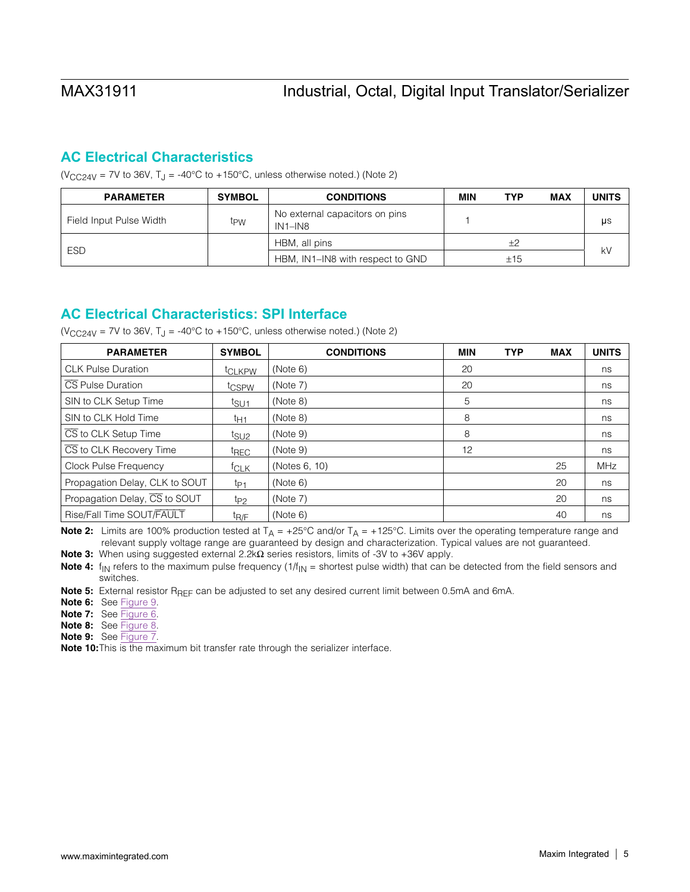## AC Electrical Characteristics

($V_{CC24V}$ = 7V to 36V, $T_J$ = -40°C to +150°C, unless otherwise noted.) (Note 2)

| PARAMETER | SYMBOL | CONDITIONS | MIN | TYP | MAX | UNITS |
|---|---|---|---|---|---|---|
| Field Input Pulse Width | $t_{PW}$ | No external capacitors on pins IN1–IN8 | 1 | | | µs |
| ESD | | HBM, all pins | | ±2 | | kV |
| | | HBM, IN1–IN8 with respect to GND | | ±15 | | |

## AC Electrical Characteristics: SPI Interface

($V_{CC24V}$ = 7V to 36V, $T_J$ = -40°C to +150°C, unless otherwise noted.) (Note 2)

| PARAMETER | SYMBOL | CONDITIONS | MIN | TYP | MAX | UNITS |
|---|---|---|---|---|---|---|
| CLK Pulse Duration | $t_{CLKPW}$ | (Note 6) | 20 | | | ns |
| $\overline{CS}$ Pulse Duration | $t_{CSPW}$ | (Note 7) | 20 | | | ns |
| SIN to CLK Setup Time | $t_{SU1}$ | (Note 8) | 5 | | | ns |
| SIN to CLK Hold Time | $t_{H1}$ | (Note 8) | 8 | | | ns |
| $\overline{CS}$ to CLK Setup Time | $t_{SU2}$ | (Note 9) | 8 | | | ns |
| $\overline{CS}$ to CLK Recovery Time | $t_{REC}$ | (Note 9) | 12 | | | ns |
| Clock Pulse Frequency | $f_{CLK}$ | (Notes 6, 10) | | | 25 | MHz |
| Propagation Delay, CLK to SOUT | $t_{P1}$ | (Note 6) | | | 20 | ns |
| Propagation Delay, $\overline{CS}$ to SOUT | $t_{P2}$ | (Note 7) | | | 20 | ns |
| Rise/Fall Time SOUT/$\overline{FAULT}$ | $t_{R/F}$ | (Note 6) | | | 40 | ns |

**Note 2:** Limits are 100% production tested at $T_A$ = +25°C and/or $T_A$ = +125°C. Limits over the operating temperature range and relevant supply voltage range are guaranteed by design and characterization. Typical values are not guaranteed.

**Note 3:** When using suggested external 2.2kΩ series resistors, limits of -3V to +36V apply.

**Note 4:** $f_{IN}$ refers to the maximum pulse frequency ($1/f_{IN}$ = shortest pulse width) that can be detected from the field sensors and switches.

**Note 5:** External resistor $R_{REF}$ can be adjusted to set any desired current limit between 0.5mA and 6mA.

**Note 6:** See Figure 9.

**Note 7:** See Figure 6.

**Note 8:** See Figure 8.

**Note 9:** See Figure 7.

**Note 10:** This is the maximum bit transfer rate through the serializer interface.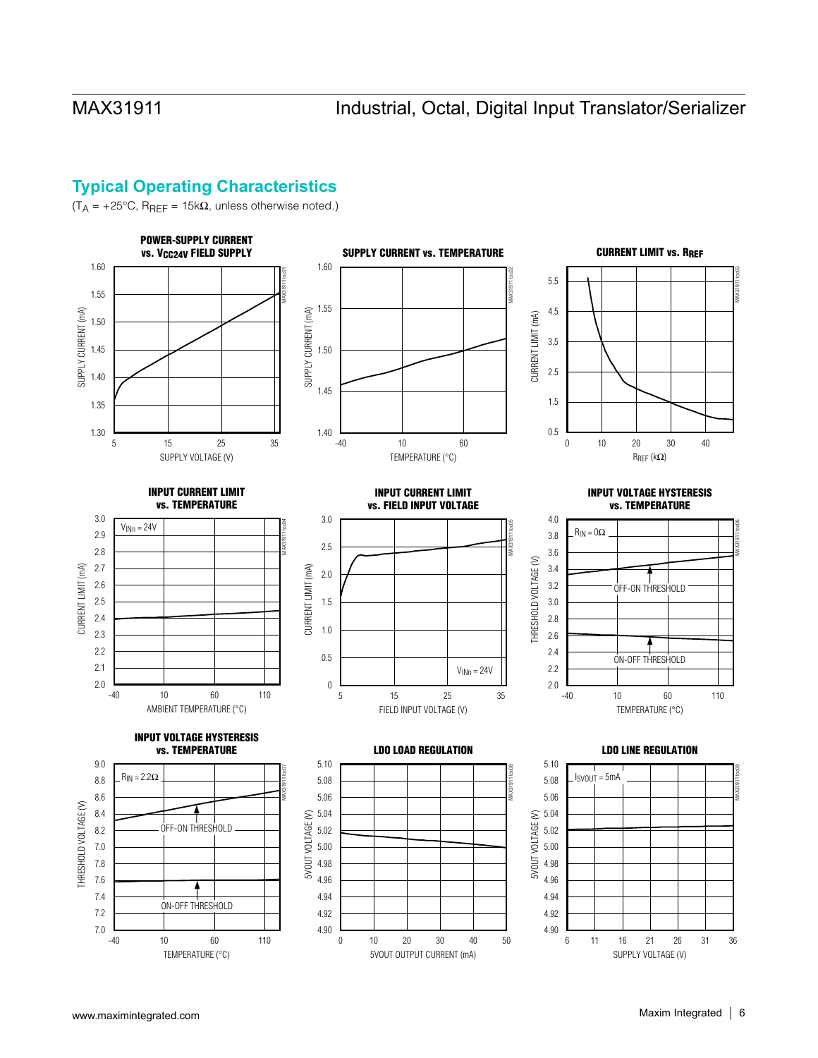## Typical Operating Characteristics

($T_A$ = +25°C, $R_{REF}$ = 15kΩ, unless otherwise noted.)

**POWER-SUPPLY CURRENT vs. $V_{CC24V}$ FIELD SUPPLY**

**SUPPLY CURRENT vs. TEMPERATURE**

**CURRENT LIMIT vs. $R_{REF}$**

**INPUT CURRENT LIMIT vs. TEMPERATURE**

**INPUT CURRENT LIMIT vs. FIELD INPUT VOLTAGE**

**INPUT VOLTAGE HYSTERESIS vs. TEMPERATURE**

**INPUT VOLTAGE HYSTERESIS vs. TEMPERATURE**

**LDO LOAD REGULATION**

**LDO LINE REGULATION**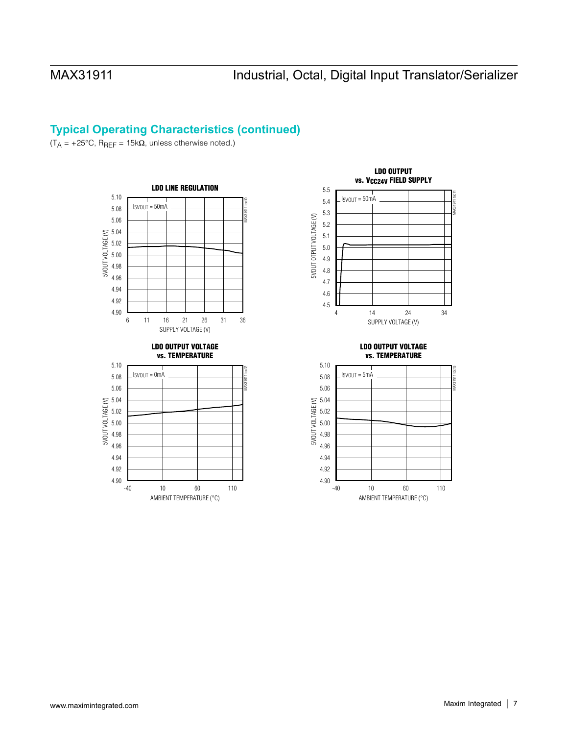## Typical Operating Characteristics (continued)

($T_A$ = +25°C, $R_{REF}$ = 15kΩ, unless otherwise noted.)

**LDO LINE REGULATION**

$I_{5VOUT}$ = 50mA

5VOUT VOLTAGE (V) vs. SUPPLY VOLTAGE (V)

**LDO OUTPUT vs. $V_{CC24V}$ FIELD SUPPLY**

$I_{5VOUT}$ = 50mA

5VOUT OTPUT VOLTAGE (V) vs. SUPPLY VOLTAGE (V)

**LDO OUTPUT VOLTAGE vs. TEMPERATURE**

$I_{5VOUT}$ = 0mA

5VOUT VOLTAGE (V) vs. AMBIENT TEMPERATURE (°C)

**LDO OUTPUT VOLTAGE vs. TEMPERATURE**

$I_{5VOUT}$ = 5mA

5VOUT VOLTAGE (V) vs. AMBIENT TEMPERATURE (°C)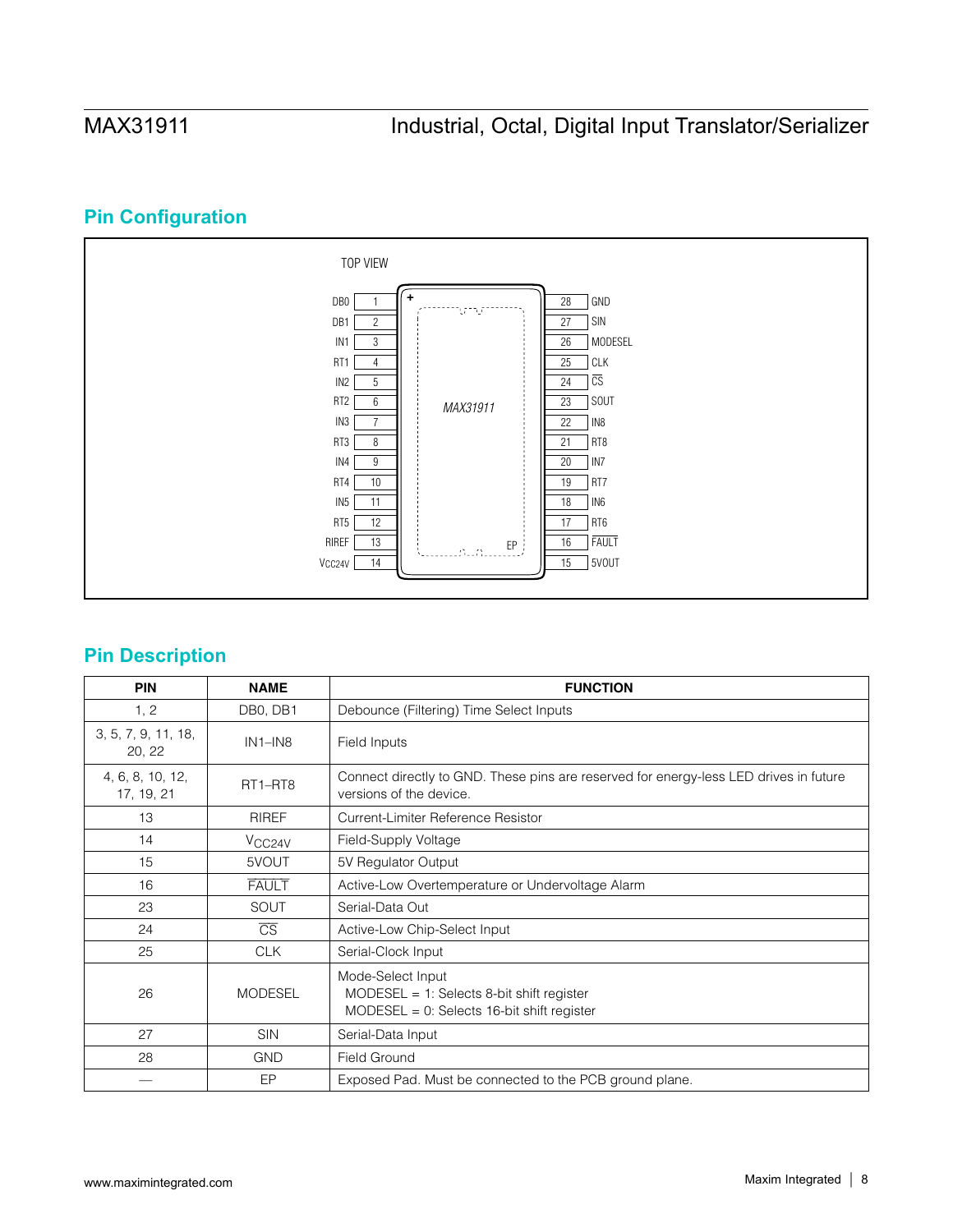## Pin Configuration

TOP VIEW

| Pin | Name | | Pin | Name |
|---|---|---|---|---|
| 1 | DB0 | | 28 | GND |
| 2 | DB1 | | 27 | SIN |
| 3 | IN1 | | 26 | MODESEL |
| 4 | RT1 | | 25 | CLK |
| 5 | IN2 | | 24 | $\overline{CS}$ |
| 6 | RT2 | | 23 | SOUT |
| 7 | IN3 | | 22 | IN8 |
| 8 | RT3 | | 21 | RT8 |
| 9 | IN4 | | 20 | IN7 |
| 10 | RT4 | | 19 | RT7 |
| 11 | IN5 | | 18 | IN6 |
| 12 | RT5 | | 17 | RT6 |
| 13 | RIREF | | 16 | $\overline{FAULT}$ |
| 14 | $V_{CC24V}$ | | 15 | 5VOUT |

MAX31911

EP

## Pin Description

| PIN | NAME | FUNCTION |
|---|---|---|
| 1, 2 | DB0, DB1 | Debounce (Filtering) Time Select Inputs |
| 3, 5, 7, 9, 11, 18, 20, 22 | IN1–IN8 | Field Inputs |
| 4, 6, 8, 10, 12, 17, 19, 21 | RT1–RT8 | Connect directly to GND. These pins are reserved for energy-less LED drives in future versions of the device. |
| 13 | RIREF | Current-Limiter Reference Resistor |
| 14 | $V_{CC24V}$ | Field-Supply Voltage |
| 15 | 5VOUT | 5V Regulator Output |
| 16 | $\overline{FAULT}$ | Active-Low Overtemperature or Undervoltage Alarm |
| 23 | SOUT | Serial-Data Out |
| 24 | $\overline{CS}$ | Active-Low Chip-Select Input |
| 25 | CLK | Serial-Clock Input |
| 26 | MODESEL | Mode-Select Input<br>MODESEL = 1: Selects 8-bit shift register<br>MODESEL = 0: Selects 16-bit shift register |
| 27 | SIN | Serial-Data Input |
| 28 | GND | Field Ground |
| — | EP | Exposed Pad. Must be connected to the PCB ground plane. |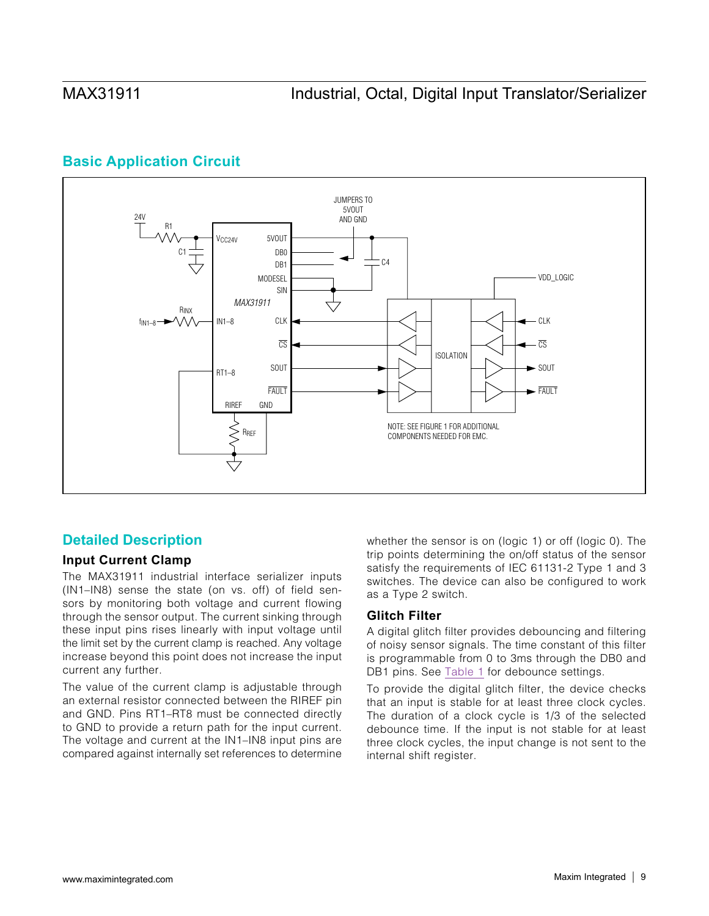## Basic Application Circuit

## Detailed Description

### Input Current Clamp

The MAX31911 industrial interface serializer inputs (IN1–IN8) sense the state (on vs. off) of field sensors by monitoring both voltage and current flowing through the sensor output. The current sinking through these input pins rises linearly with input voltage until the limit set by the current clamp is reached. Any voltage increase beyond this point does not increase the input current any further.

The value of the current clamp is adjustable through an external resistor connected between the RIREF pin and GND. Pins RT1–RT8 must be connected directly to GND to provide a return path for the input current. The voltage and current at the IN1–IN8 input pins are compared against internally set references to determine whether the sensor is on (logic 1) or off (logic 0). The trip points determining the on/off status of the sensor satisfy the requirements of IEC 61131-2 Type 1 and 3 switches. The device can also be configured to work as a Type 2 switch.

### Glitch Filter

A digital glitch filter provides debouncing and filtering of noisy sensor signals. The time constant of this filter is programmable from 0 to 3ms through the DB0 and DB1 pins. See Table 1 for debounce settings.

To provide the digital glitch filter, the device checks that an input is stable for at least three clock cycles. The duration of a clock cycle is 1/3 of the selected debounce time. If the input is not stable for at least three clock cycles, the input change is not sent to the internal shift register.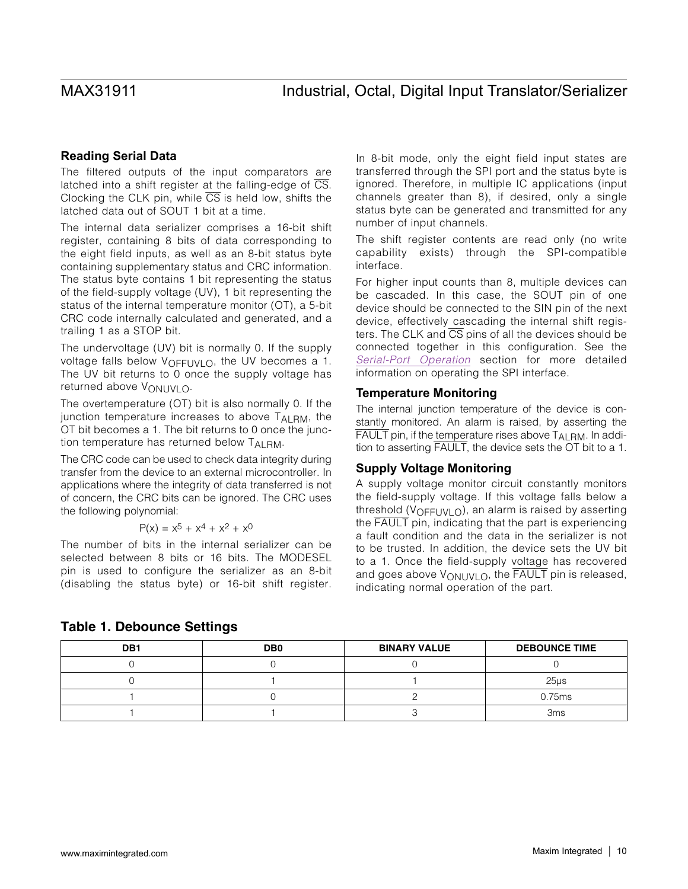### Reading Serial Data

The filtered outputs of the input comparators are latched into a shift register at the falling-edge of $\overline{CS}$. Clocking the CLK pin, while $\overline{CS}$ is held low, shifts the latched data out of SOUT 1 bit at a time.

The internal data serializer comprises a 16-bit shift register, containing 8 bits of data corresponding to the eight field inputs, as well as an 8-bit status byte containing supplementary status and CRC information. The status byte contains 1 bit representing the status of the field-supply voltage (UV), 1 bit representing the status of the internal temperature monitor (OT), a 5-bit CRC code internally calculated and generated, and a trailing 1 as a STOP bit.

The undervoltage (UV) bit is normally 0. If the supply voltage falls below $V_{OFFUVLO}$, the UV becomes a 1. The UV bit returns to 0 once the supply voltage has returned above $V_{ONUVLO}$.

The overtemperature (OT) bit is also normally 0. If the junction temperature increases to above $T_{ALRM}$, the OT bit becomes a 1. The bit returns to 0 once the junction temperature has returned below $T_{ALRM}$.

The CRC code can be used to check data integrity during transfer from the device to an external microcontroller. In applications where the integrity of data transferred is not of concern, the CRC bits can be ignored. The CRC uses the following polynomial:

$$P(x) = x^5 + x^4 + x^2 + x^0$$

The number of bits in the internal serializer can be selected between 8 bits or 16 bits. The MODESEL pin is used to configure the serializer as an 8-bit (disabling the status byte) or 16-bit shift register. In 8-bit mode, only the eight field input states are transferred through the SPI port and the status byte is ignored. Therefore, in multiple IC applications (input channels greater than 8), if desired, only a single status byte can be generated and transmitted for any number of input channels.

The shift register contents are read only (no write capability exists) through the SPI-compatible interface.

For higher input counts than 8, multiple devices can be cascaded. In this case, the SOUT pin of one device should be connected to the SIN pin of the next device, effectively cascading the internal shift registers. The CLK and $\overline{CS}$ pins of all the devices should be connected together in this configuration. See the *Serial-Port Operation* section for more detailed information on operating the SPI interface.

### Temperature Monitoring

The internal junction temperature of the device is constantly monitored. An alarm is raised, by asserting the $\overline{FAULT}$ pin, if the temperature rises above $T_{ALRM}$. In addition to asserting $\overline{FAULT}$, the device sets the OT bit to a 1.

### Supply Voltage Monitoring

A supply voltage monitor circuit constantly monitors the field-supply voltage. If this voltage falls below a threshold ($V_{OFFUVLO}$), an alarm is raised by asserting the $\overline{FAULT}$ pin, indicating that the part is experiencing a fault condition and the data in the serializer is not to be trusted. In addition, the device sets the UV bit to a 1. Once the field-supply voltage has recovered and goes above $V_{ONUVLO}$, the $\overline{FAULT}$ pin is released, indicating normal operation of the part.

### Table 1. Debounce Settings

| DB1 | DB0 | BINARY VALUE | DEBOUNCE TIME |
|---|---|---|---|
| 0 | 0 | 0 | 0 |
| 0 | 1 | 1 | 25µs |
| 1 | 0 | 2 | 0.75ms |
| 1 | 1 | 3 | 3ms |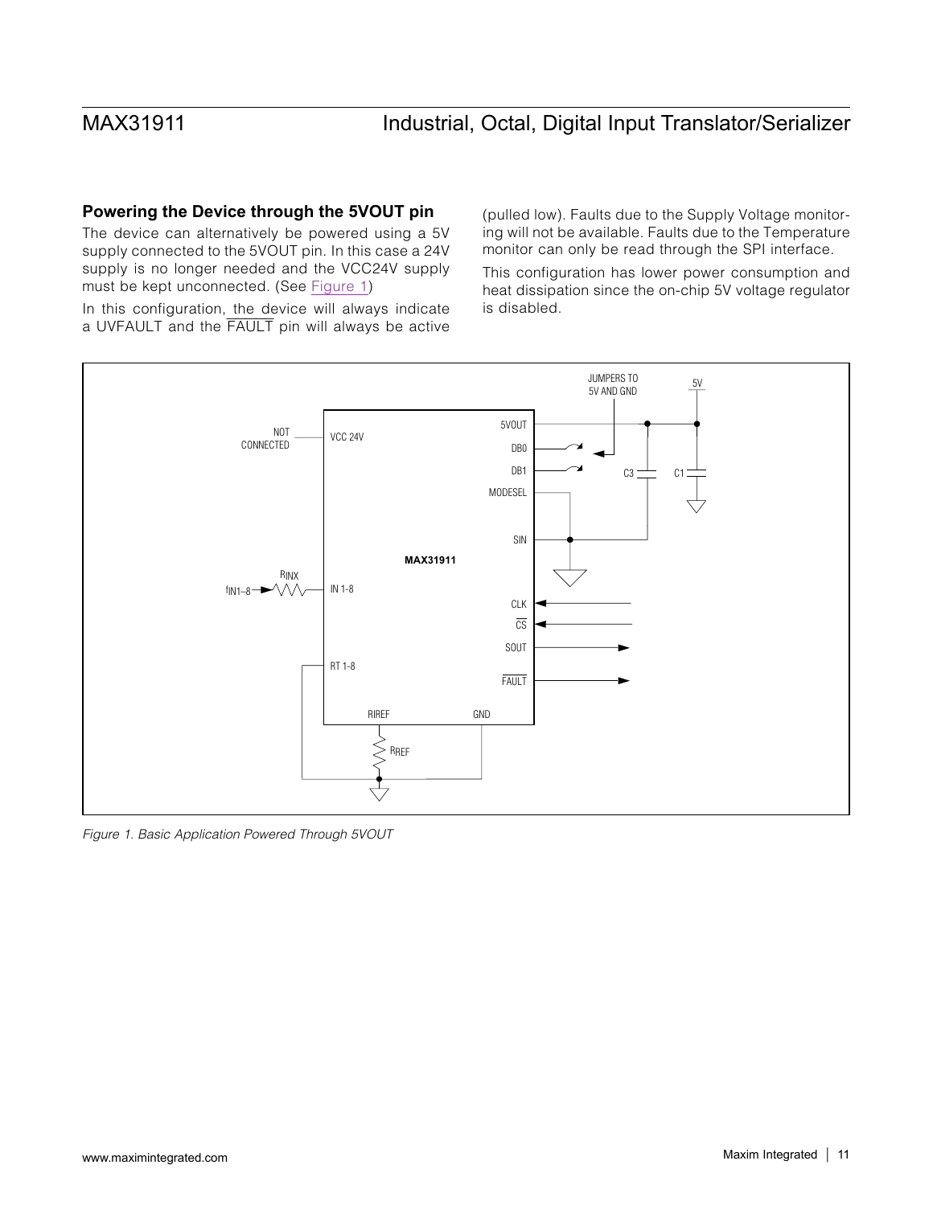## Powering the Device through the 5VOUT pin

The device can alternatively be powered using a 5V supply connected to the 5VOUT pin. In this case a 24V supply is no longer needed and the VCC24V supply must be kept unconnected. (See Figure 1)

In this configuration, the device will always indicate a UVFAULT and the $\overline{\text{FAULT}}$ pin will always be active (pulled low). Faults due to the Supply Voltage monitoring will not be available. Faults due to the Temperature monitor can only be read through the SPI interface.

This configuration has lower power consumption and heat dissipation since the on-chip 5V voltage regulator is disabled.

*Figure 1. Basic Application Powered Through 5VOUT*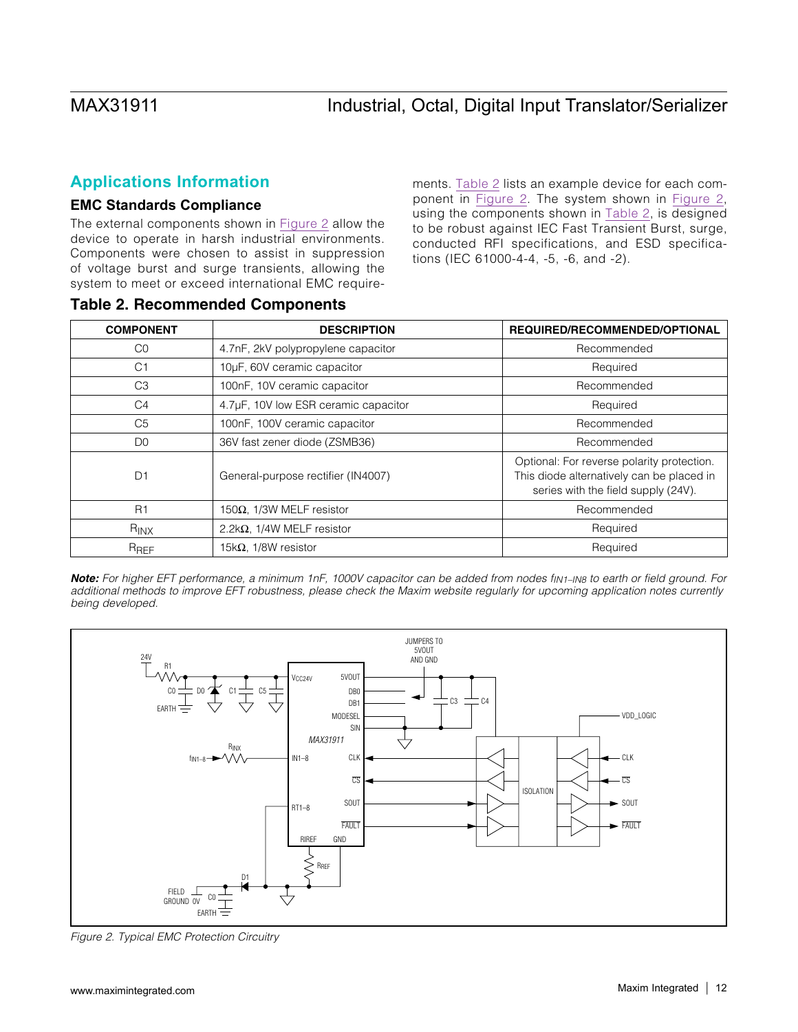## Applications Information

### EMC Standards Compliance

The external components shown in Figure 2 allow the device to operate in harsh industrial environments. Components were chosen to assist in suppression of voltage burst and surge transients, allowing the system to meet or exceed international EMC requirements. Table 2 lists an example device for each component in Figure 2. The system shown in Figure 2, using the components shown in Table 2, is designed to be robust against IEC Fast Transient Burst, surge, conducted RFI specifications, and ESD specifications (IEC 61000-4-4, -5, -6, and -2).

### Table 2. Recommended Components

| COMPONENT | DESCRIPTION | REQUIRED/RECOMMENDED/OPTIONAL |
|---|---|---|
| C0 | 4.7nF, 2kV polypropylene capacitor | Recommended |
| C1 | 10µF, 60V ceramic capacitor | Required |
| C3 | 100nF, 10V ceramic capacitor | Recommended |
| C4 | 4.7µF, 10V low ESR ceramic capacitor | Required |
| C5 | 100nF, 100V ceramic capacitor | Recommended |
| D0 | 36V fast zener diode (ZSMB36) | Recommended |
| D1 | General-purpose rectifier (IN4007) | Optional: For reverse polarity protection. This diode alternatively can be placed in series with the field supply (24V). |
| R1 | 150Ω, 1/3W MELF resistor | Recommended |
| $R_{INX}$ | 2.2kΩ, 1/4W MELF resistor | Required |
| $R_{REF}$ | 15kΩ, 1/8W resistor | Required |

***Note:*** *For higher EFT performance, a minimum 1nF, 1000V capacitor can be added from nodes $f_{IN1-IN8}$ to earth or field ground. For additional methods to improve EFT robustness, please check the Maxim website regularly for upcoming application notes currently being developed.*

*Figure 2. Typical EMC Protection Circuitry*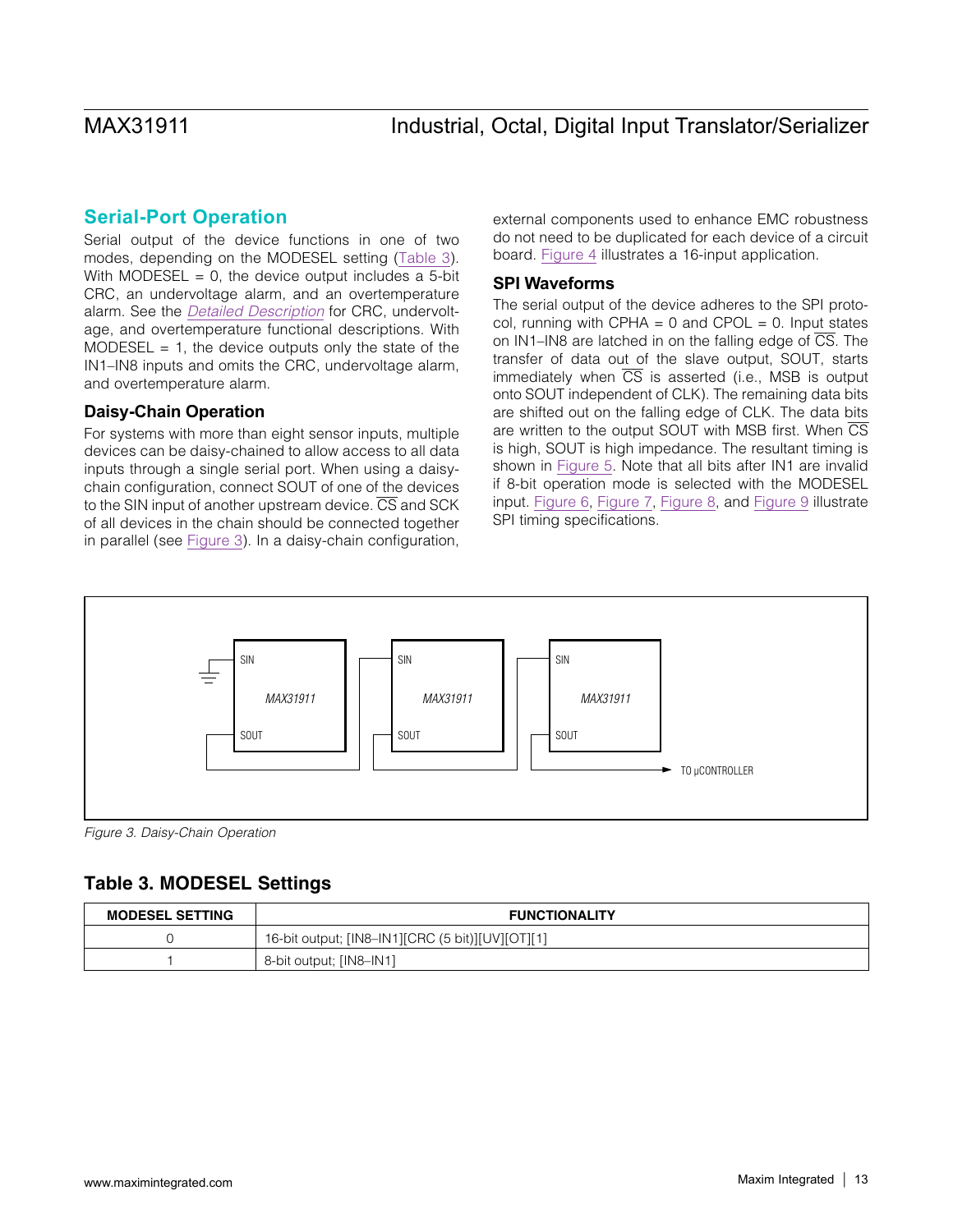## Serial-Port Operation

Serial output of the device functions in one of two modes, depending on the MODESEL setting (Table 3). With MODESEL = 0, the device output includes a 5-bit CRC, an undervoltage alarm, and an overtemperature alarm. See the *Detailed Description* for CRC, undervoltage, and overtemperature functional descriptions. With MODESEL = 1, the device outputs only the state of the IN1–IN8 inputs and omits the CRC, undervoltage alarm, and overtemperature alarm.

### Daisy-Chain Operation

For systems with more than eight sensor inputs, multiple devices can be daisy-chained to allow access to all data inputs through a single serial port. When using a daisy-chain configuration, connect SOUT of one of the devices to the SIN input of another upstream device. $\overline{CS}$ and SCK of all devices in the chain should be connected together in parallel (see Figure 3). In a daisy-chain configuration, external components used to enhance EMC robustness do not need to be duplicated for each device of a circuit board. Figure 4 illustrates a 16-input application.

### SPI Waveforms

The serial output of the device adheres to the SPI protocol, running with CPHA = 0 and CPOL = 0. Input states on IN1–IN8 are latched in on the falling edge of $\overline{CS}$. The transfer of data out of the slave output, SOUT, starts immediately when $\overline{CS}$ is asserted (i.e., MSB is output onto SOUT independent of CLK). The remaining data bits are shifted out on the falling edge of CLK. The data bits are written to the output SOUT with MSB first. When $\overline{CS}$ is high, SOUT is high impedance. The resultant timing is shown in Figure 5. Note that all bits after IN1 are invalid if 8-bit operation mode is selected with the MODESEL input. Figure 6, Figure 7, Figure 8, and Figure 9 illustrate SPI timing specifications.

*Figure 3. Daisy-Chain Operation*

### Table 3. MODESEL Settings

| MODESEL SETTING | FUNCTIONALITY |
|---|---|
| 0 | 16-bit output; [IN8–IN1][CRC (5 bit)][UV][OT][1] |
| 1 | 8-bit output; [IN8–IN1] |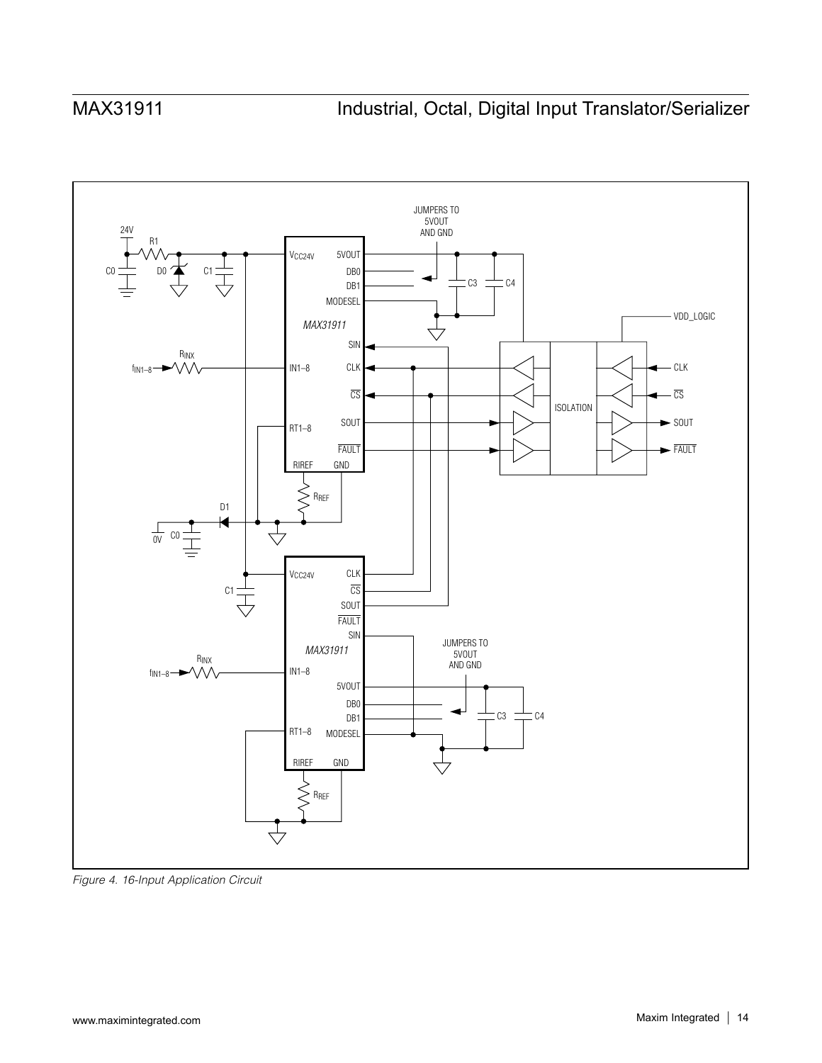Figure 4. 16-Input Application Circuit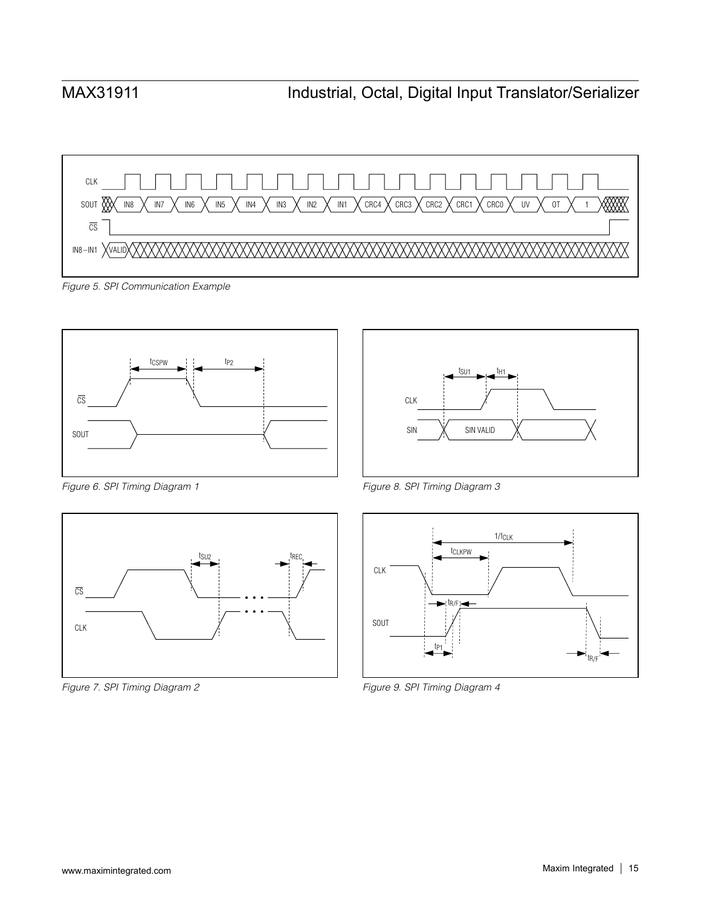Figure 5. SPI Communication Example

Figure 6. SPI Timing Diagram 1

Figure 8. SPI Timing Diagram 3

Figure 7. SPI Timing Diagram 2

Figure 9. SPI Timing Diagram 4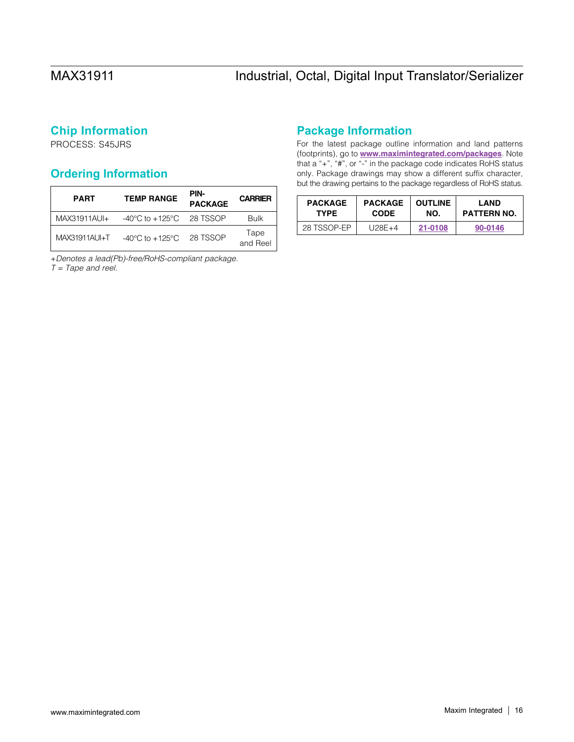## Chip Information

PROCESS: S45JRS

## Ordering Information

| PART | TEMP RANGE | PIN-PACKAGE | CARRIER |
|---|---|---|---|
| MAX31911AUI+ | -40°C to +125°C | 28 TSSOP | Bulk |
| MAX31911AUI+T | -40°C to +125°C | 28 TSSOP | Tape and Reel |

*+Denotes a lead(Pb)-free/RoHS-compliant package.*
*T = Tape and reel.*

## Package Information

For the latest package outline information and land patterns (footprints), go to **www.maximintegrated.com/packages**. Note that a "+", "#", or "-" in the package code indicates RoHS status only. Package drawings may show a different suffix character, but the drawing pertains to the package regardless of RoHS status.

| PACKAGE TYPE | PACKAGE CODE | OUTLINE NO. | LAND PATTERN NO. |
|---|---|---|---|
| 28 TSSOP-EP | U28E+4 | 21-0108 | 90-0146 |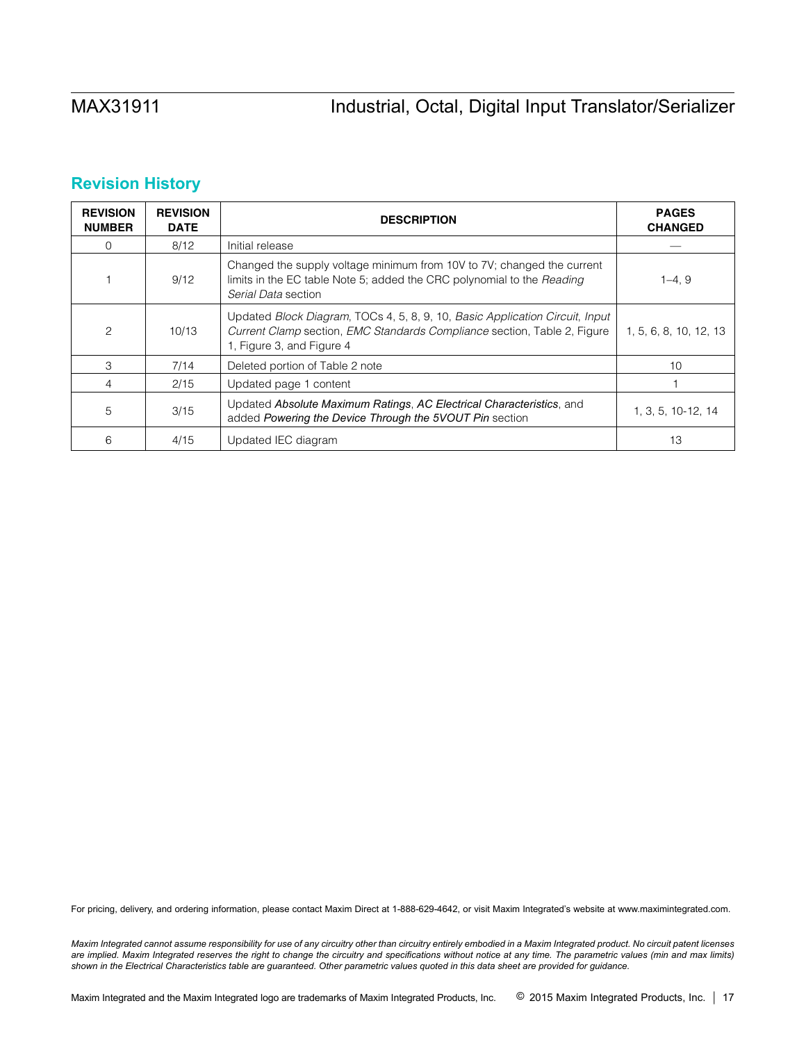## Revision History

| REVISION NUMBER | REVISION DATE | DESCRIPTION | PAGES CHANGED |
|---|---|---|---|
| 0 | 8/12 | Initial release | — |
| 1 | 9/12 | Changed the supply voltage minimum from 10V to 7V; changed the current limits in the EC table Note 5; added the CRC polynomial to the *Reading Serial Data* section | 1–4, 9 |
| 2 | 10/13 | Updated *Block Diagram*, TOCs 4, 5, 8, 9, 10, *Basic Application Circuit*, *Input Current Clamp* section, *EMC Standards Compliance* section, Table 2, Figure 1, Figure 3, and Figure 4 | 1, 5, 6, 8, 10, 12, 13 |
| 3 | 7/14 | Deleted portion of Table 2 note | 10 |
| 4 | 2/15 | Updated page 1 content | 1 |
| 5 | 3/15 | Updated ***Absolute Maximum Ratings***, ***AC Electrical Characteristics***, and added ***Powering the Device Through the 5VOUT Pin*** section | 1, 3, 5, 10-12, 14 |
| 6 | 4/15 | Updated IEC diagram | 13 |

For pricing, delivery, and ordering information, please contact Maxim Direct at 1-888-629-4642, or visit Maxim Integrated's website at www.maximintegrated.com.

*Maxim Integrated cannot assume responsibility for use of any circuitry other than circuitry entirely embodied in a Maxim Integrated product. No circuit patent licenses are implied. Maxim Integrated reserves the right to change the circuitry and specifications without notice at any time. The parametric values (min and max limits) shown in the Electrical Characteristics table are guaranteed. Other parametric values quoted in this data sheet are provided for guidance.*

Maxim Integrated and the Maxim Integrated logo are trademarks of Maxim Integrated Products, Inc. © 2015 Maxim Integrated Products, Inc.